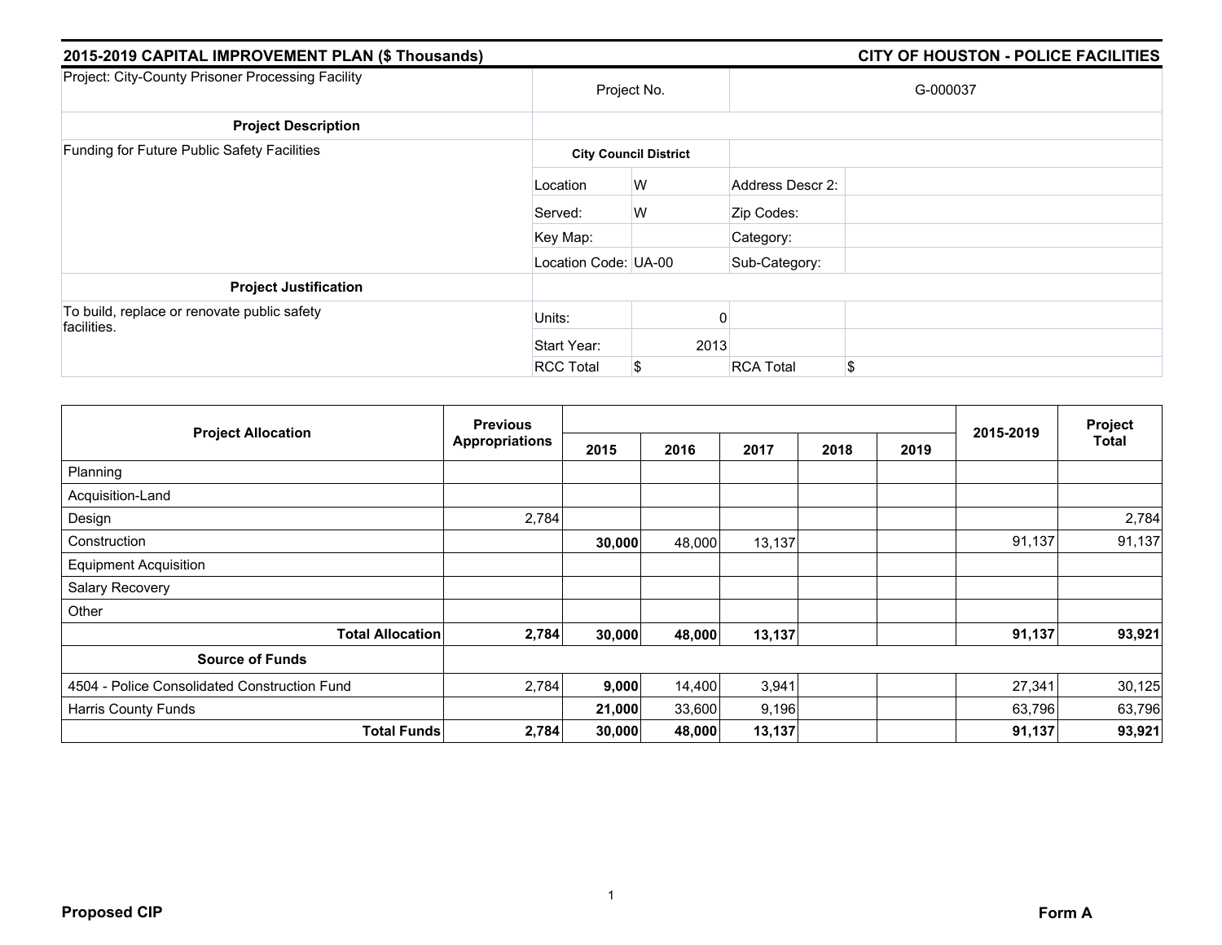## 2015-2019 CAPITAL IMPROVEMENT PLAN ($ Thousands)

## CITY OF HOUSTON - POLICE FACILITIES

| Project: City-County Prisoner Processing Facility | Project No. | | G-000037 | |
|---|---|---|---|---|
| **Project Description** | | | | |
| Funding for Future Public Safety Facilities | **City Council District** | | | |
| | Location | W | Address Descr 2: | |
| | Served: | W | Zip Codes: | |
| | Key Map: | | Category: | |
| | Location Code: | UA-00 | Sub-Category: | |
| **Project Justification** | | | | |
| To build, replace or renovate public safety facilities. | Units: | 0 | | |
| | Start Year: | 2013 | | |
| | RCC Total | $ | RCA Total | $ |

| Project Allocation | Previous Appropriations | 2015 | 2016 | 2017 | 2018 | 2019 | 2015-2019 | Project Total |
|---|---|---|---|---|---|---|---|---|
| Planning | | | | | | | | |
| Acquisition-Land | | | | | | | | |
| Design | 2,784 | | | | | | | 2,784 |
| Construction | | **30,000** | 48,000 | 13,137 | | | 91,137 | 91,137 |
| Equipment Acquisition | | | | | | | | |
| Salary Recovery | | | | | | | | |
| Other | | | | | | | | |
| **Total Allocation** | **2,784** | **30,000** | **48,000** | **13,137** | | | **91,137** | **93,921** |
| **Source of Funds** | | | | | | | | |
| 4504 - Police Consolidated Construction Fund | 2,784 | **9,000** | 14,400 | 3,941 | | | 27,341 | 30,125 |
| Harris County Funds | | **21,000** | 33,600 | 9,196 | | | 63,796 | 63,796 |
| **Total Funds** | **2,784** | **30,000** | **48,000** | **13,137** | | | **91,137** | **93,921** |

**Proposed CIP** **Form A**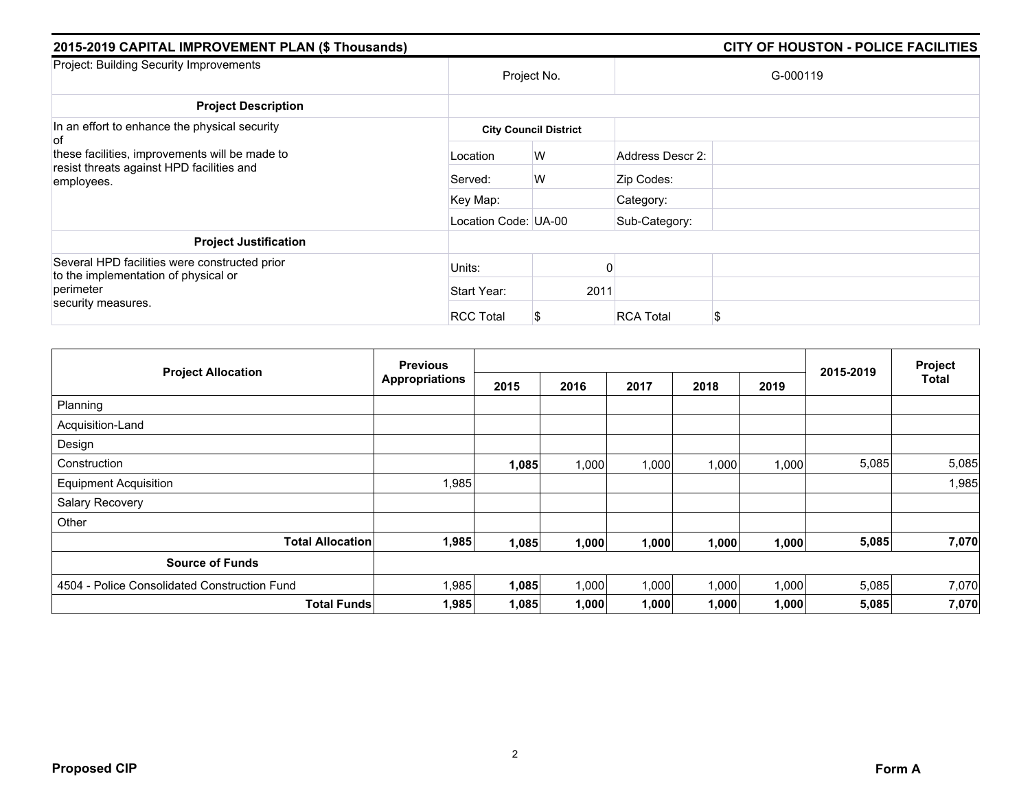## 2015-2019 CAPITAL IMPROVEMENT PLAN ($ Thousands) — CITY OF HOUSTON - POLICE FACILITIES

| Project: Building Security Improvements | Project No. | | G-000119 | |
|---|---|---|---|---|
| **Project Description** | | | | |
| In an effort to enhance the physical security of these facilities, improvements will be made to resist threats against HPD facilities and employees. | **City Council District** | | | |
| | Location | W | Address Descr 2: | |
| | Served: | W | Zip Codes: | |
| | Key Map: | | Category: | |
| | Location Code: UA-00 | | Sub-Category: | |
| **Project Justification** | | | | |
| Several HPD facilities were constructed prior to the implementation of physical or perimeter security measures. | Units: | 0 | | |
| | Start Year: | 2011 | | |
| | RCC Total | $ | RCA Total | $ |

| Project Allocation | Previous Appropriations | 2015 | 2016 | 2017 | 2018 | 2019 | 2015-2019 | Project Total |
|---|---|---|---|---|---|---|---|---|
| Planning | | | | | | | | |
| Acquisition-Land | | | | | | | | |
| Design | | | | | | | | |
| Construction | | **1,085** | 1,000 | 1,000 | 1,000 | 1,000 | 5,085 | 5,085 |
| Equipment Acquisition | 1,985 | | | | | | | 1,985 |
| Salary Recovery | | | | | | | | |
| Other | | | | | | | | |
| **Total Allocation** | **1,985** | **1,085** | **1,000** | **1,000** | **1,000** | **1,000** | **5,085** | **7,070** |
| **Source of Funds** | | | | | | | | |
| 4504 - Police Consolidated Construction Fund | 1,985 | **1,085** | 1,000 | 1,000 | 1,000 | 1,000 | 5,085 | 7,070 |
| **Total Funds** | **1,985** | **1,085** | **1,000** | **1,000** | **1,000** | **1,000** | **5,085** | **7,070** |

**Proposed CIP** — **Form A**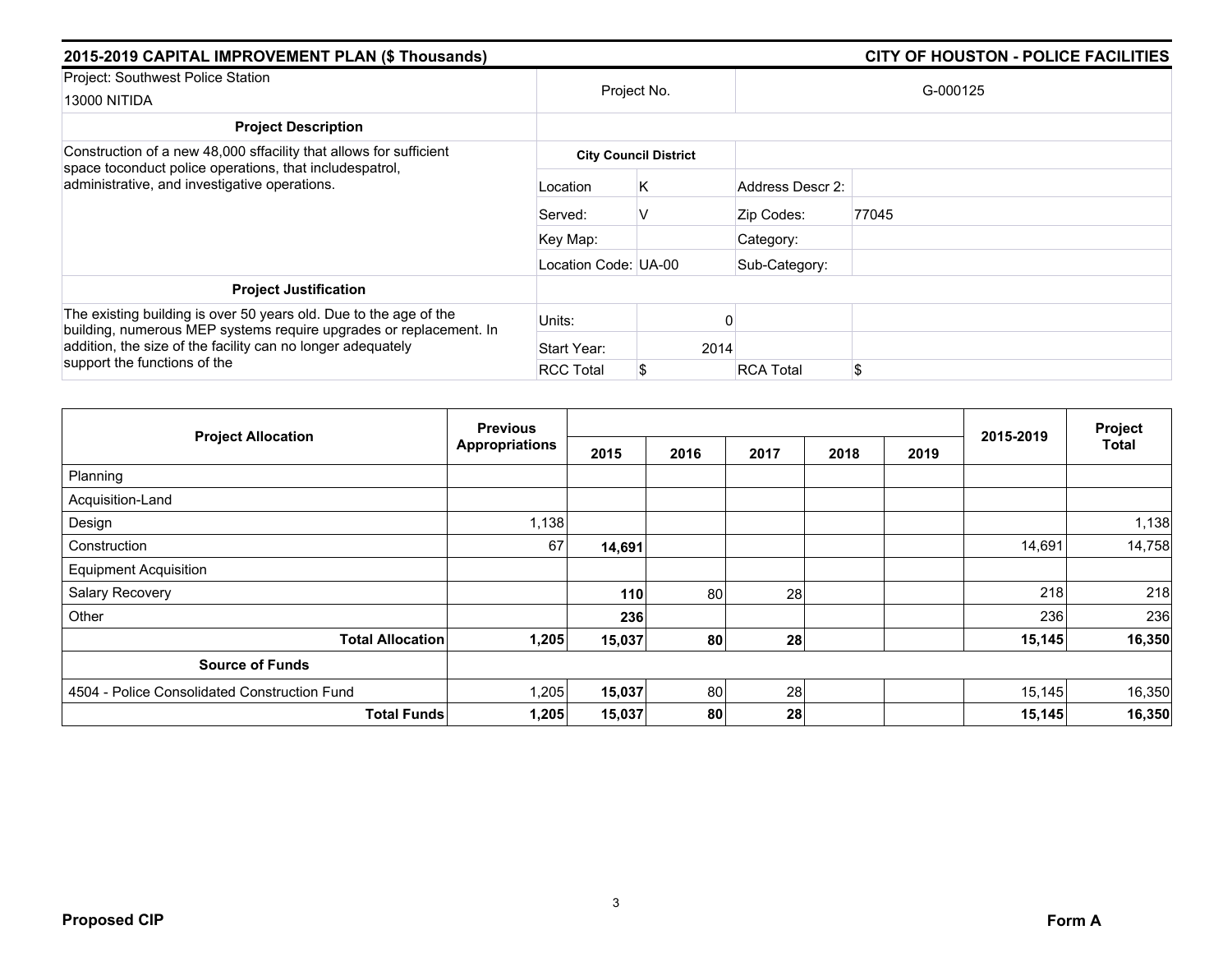## 2015-2019 CAPITAL IMPROVEMENT PLAN ($ Thousands)

## CITY OF HOUSTON - POLICE FACILITIES

| Project: Southwest Police Station<br>13000 NITIDA | Project No. | | G-000125 | |
|---|---|---|---|---|
| **Project Description** | | | | |
| Construction of a new 48,000 sffacility that allows for sufficient space toconduct police operations, that includespatrol, administrative, and investigative operations. | **City Council District** | | | |
| | Location | K | Address Descr 2: | |
| | Served: | V | Zip Codes: | 77045 |
| | Key Map: | | Category: | |
| | Location Code: | UA-00 | Sub-Category: | |
| **Project Justification** | | | | |
| The existing building is over 50 years old. Due to the age of the building, numerous MEP systems require upgrades or replacement. In addition, the size of the facility can no longer adequately support the functions of the | Units: | 0 | | |
| | Start Year: | 2014 | | |
| | RCC Total | $ | RCA Total | $ |

| Project Allocation | Previous Appropriations | 2015 | 2016 | 2017 | 2018 | 2019 | 2015-2019 | Project Total |
|---|---|---|---|---|---|---|---|---|
| Planning | | | | | | | | |
| Acquisition-Land | | | | | | | | |
| Design | 1,138 | | | | | | | 1,138 |
| Construction | 67 | **14,691** | | | | | 14,691 | 14,758 |
| Equipment Acquisition | | | | | | | | |
| Salary Recovery | | **110** | 80 | 28 | | | 218 | 218 |
| Other | | **236** | | | | | 236 | 236 |
| **Total Allocation** | **1,205** | **15,037** | **80** | **28** | | | **15,145** | **16,350** |
| **Source of Funds** | | | | | | | | |
| 4504 - Police Consolidated Construction Fund | 1,205 | **15,037** | 80 | 28 | | | 15,145 | 16,350 |
| **Total Funds** | **1,205** | **15,037** | **80** | **28** | | | **15,145** | **16,350** |

**Proposed CIP** **Form A**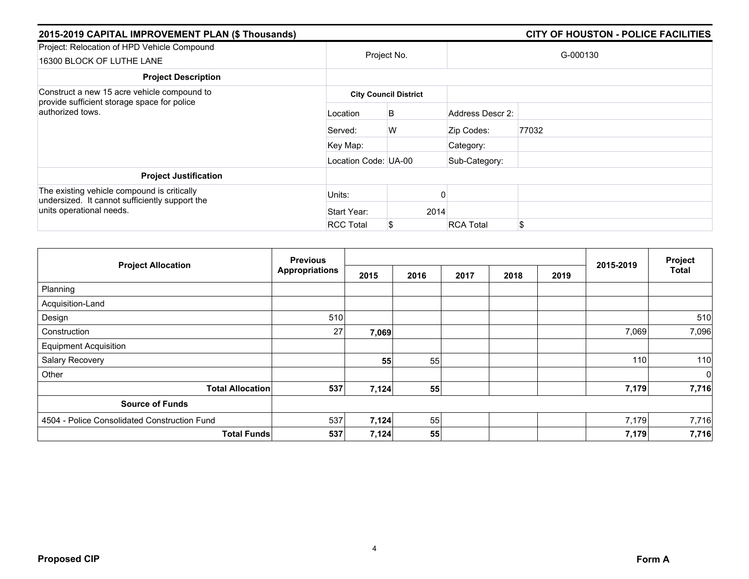## 2015-2019 CAPITAL IMPROVEMENT PLAN ($ Thousands) — CITY OF HOUSTON - POLICE FACILITIES

| Project: Relocation of HPD Vehicle Compound<br>16300 BLOCK OF LUTHE LANE | Project No. | | G-000130 | |
|---|---|---|---|---|
| **Project Description** | | | | |
| Construct a new 15 acre vehicle compound to provide sufficient storage space for police authorized tows. | **City Council District** | | | |
| | Location | B | Address Descr 2: | |
| | Served: | W | Zip Codes: | 77032 |
| | Key Map: | | Category: | |
| | Location Code: UA-00 | | Sub-Category: | |
| **Project Justification** | | | | |
| The existing vehicle compound is critically undersized. It cannot sufficiently support the units operational needs. | Units: | 0 | | |
| | Start Year: | 2014 | | |
| | RCC Total | $ | RCA Total | $ |

| Project Allocation | Previous Appropriations | 2015 | 2016 | 2017 | 2018 | 2019 | 2015-2019 | Project Total |
|---|---|---|---|---|---|---|---|---|
| Planning | | | | | | | | |
| Acquisition-Land | | | | | | | | |
| Design | 510 | | | | | | | 510 |
| Construction | 27 | **7,069** | | | | | 7,069 | 7,096 |
| Equipment Acquisition | | | | | | | | |
| Salary Recovery | | **55** | 55 | | | | 110 | 110 |
| Other | | | | | | | | 0 |
| **Total Allocation** | **537** | **7,124** | **55** | | | | **7,179** | **7,716** |
| **Source of Funds** | | | | | | | | |
| 4504 - Police Consolidated Construction Fund | 537 | **7,124** | 55 | | | | 7,179 | 7,716 |
| **Total Funds** | **537** | **7,124** | **55** | | | | **7,179** | **7,716** |

**Proposed CIP** — **Form A**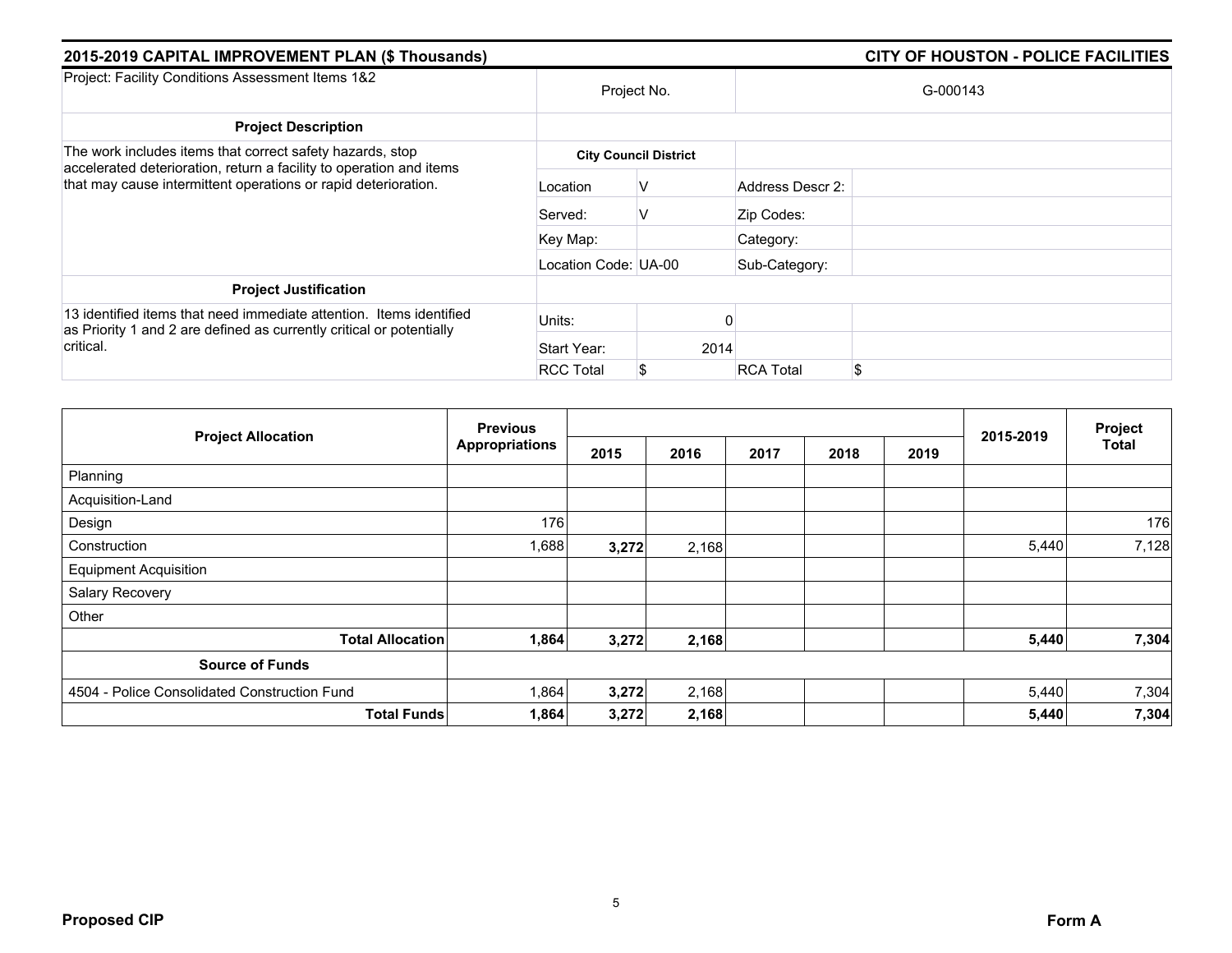## 2015-2019 CAPITAL IMPROVEMENT PLAN ($ Thousands)

## CITY OF HOUSTON - POLICE FACILITIES

| Project: Facility Conditions Assessment Items 1&2 | Project No. | | G-000143 | |
|---|---|---|---|---|
| **Project Description** | | | | |
| The work includes items that correct safety hazards, stop accelerated deterioration, return a facility to operation and items that may cause intermittent operations or rapid deterioration. | **City Council District** | | | |
| | Location | V | Address Descr 2: | |
| | Served: | V | Zip Codes: | |
| | Key Map: | | Category: | |
| | Location Code: | UA-00 | Sub-Category: | |
| **Project Justification** | | | | |
| 13 identified items that need immediate attention. Items identified as Priority 1 and 2 are defined as currently critical or potentially critical. | Units: | 0 | | |
| | Start Year: | 2014 | | |
| | RCC Total | $ | RCA Total | $ |

| Project Allocation | Previous Appropriations | 2015 | 2016 | 2017 | 2018 | 2019 | 2015-2019 | Project Total |
|---|---|---|---|---|---|---|---|---|
| Planning | | | | | | | | |
| Acquisition-Land | | | | | | | | |
| Design | 176 | | | | | | | 176 |
| Construction | 1,688 | **3,272** | 2,168 | | | | 5,440 | 7,128 |
| Equipment Acquisition | | | | | | | | |
| Salary Recovery | | | | | | | | |
| Other | | | | | | | | |
| **Total Allocation** | **1,864** | **3,272** | **2,168** | | | | **5,440** | **7,304** |
| **Source of Funds** | | | | | | | | |
| 4504 - Police Consolidated Construction Fund | 1,864 | **3,272** | 2,168 | | | | 5,440 | 7,304 |
| **Total Funds** | **1,864** | **3,272** | **2,168** | | | | **5,440** | **7,304** |

**Proposed CIP** **Form A**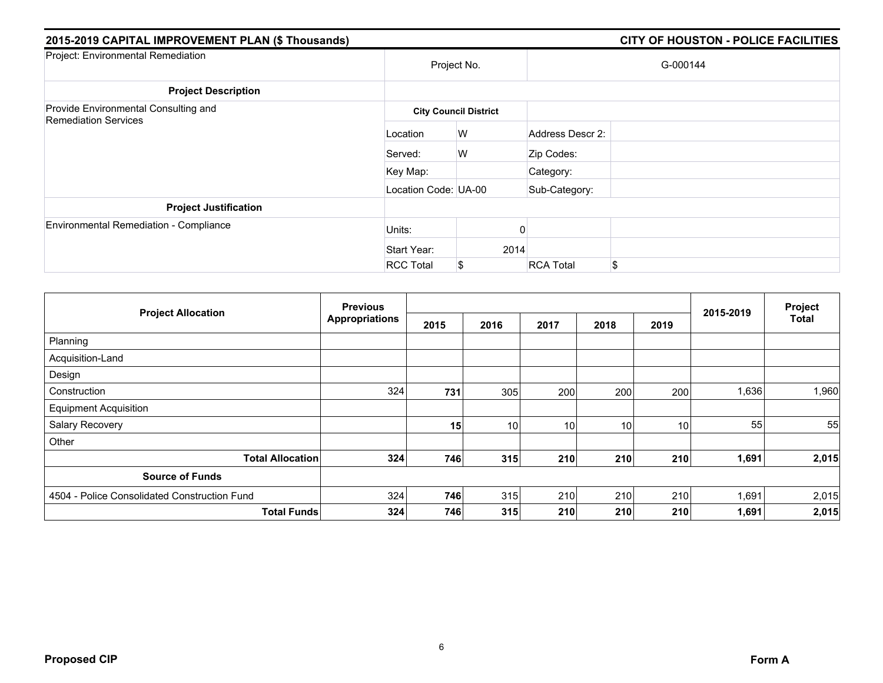## 2015-2019 CAPITAL IMPROVEMENT PLAN ($ Thousands) — CITY OF HOUSTON - POLICE FACILITIES

| Project: Environmental Remediation | Project No. | | G-000144 | |
|---|---|---|---|---|
| **Project Description** | | | | |
| Provide Environmental Consulting and Remediation Services | **City Council District** | | | |
| | Location | W | Address Descr 2: | |
| | Served: | W | Zip Codes: | |
| | Key Map: | | Category: | |
| | Location Code: | UA-00 | Sub-Category: | |
| **Project Justification** | | | | |
| Environmental Remediation - Compliance | Units: | 0 | | |
| | Start Year: | 2014 | | |
| | RCC Total | $ | RCA Total | $ |

| Project Allocation | Previous Appropriations | 2015 | 2016 | 2017 | 2018 | 2019 | 2015-2019 | Project Total |
|---|---|---|---|---|---|---|---|---|
| Planning | | | | | | | | |
| Acquisition-Land | | | | | | | | |
| Design | | | | | | | | |
| Construction | 324 | **731** | 305 | 200 | 200 | 200 | 1,636 | 1,960 |
| Equipment Acquisition | | | | | | | | |
| Salary Recovery | | **15** | 10 | 10 | 10 | 10 | 55 | 55 |
| Other | | | | | | | | |
| **Total Allocation** | **324** | **746** | **315** | **210** | **210** | **210** | **1,691** | **2,015** |
| **Source of Funds** | | | | | | | | |
| 4504 - Police Consolidated Construction Fund | 324 | **746** | 315 | 210 | 210 | 210 | 1,691 | 2,015 |
| **Total Funds** | **324** | **746** | **315** | **210** | **210** | **210** | **1,691** | **2,015** |

**Proposed CIP** **Form A**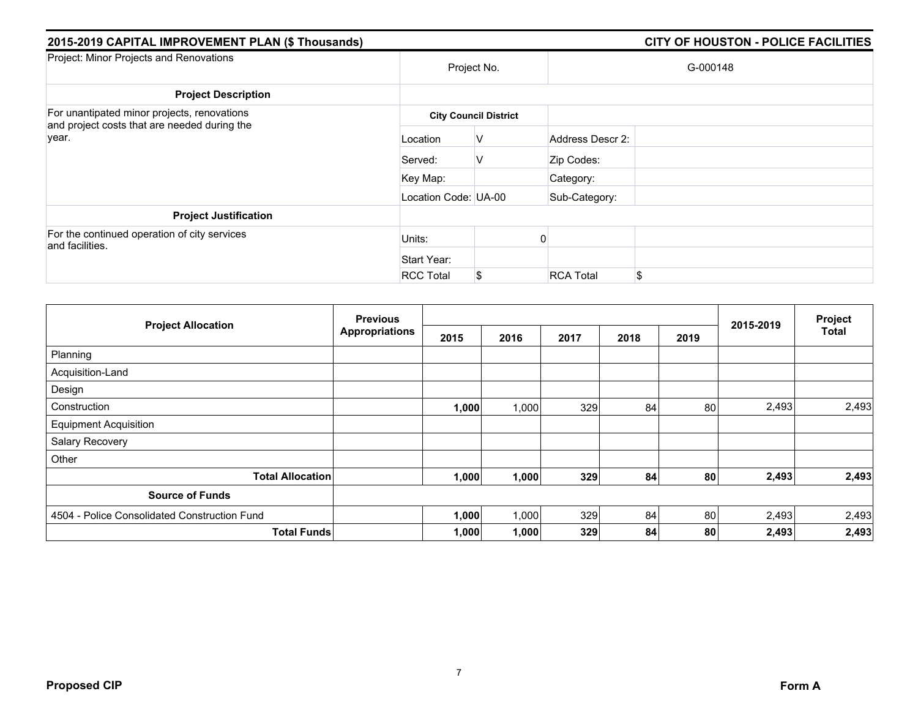## 2015-2019 CAPITAL IMPROVEMENT PLAN ($ Thousands) — CITY OF HOUSTON - POLICE FACILITIES

| Project: Minor Projects and Renovations | Project No. | | G-000148 | |
|---|---|---|---|---|
| **Project Description** | | | | |
| For unantipated minor projects, renovations and project costs that are needed during the year. | **City Council District** | | | |
| | Location | V | Address Descr 2: | |
| | Served: | V | Zip Codes: | |
| | Key Map: | | Category: | |
| | Location Code: | UA-00 | Sub-Category: | |
| **Project Justification** | | | | |
| For the continued operation of city services and facilities. | Units: | 0 | | |
| | Start Year: | | | |
| | RCC Total | $ | RCA Total | $ |

| Project Allocation | Previous Appropriations | 2015 | 2016 | 2017 | 2018 | 2019 | 2015-2019 | Project Total |
|---|---|---|---|---|---|---|---|---|
| Planning | | | | | | | | |
| Acquisition-Land | | | | | | | | |
| Design | | | | | | | | |
| Construction | | **1,000** | 1,000 | 329 | 84 | 80 | 2,493 | 2,493 |
| Equipment Acquisition | | | | | | | | |
| Salary Recovery | | | | | | | | |
| Other | | | | | | | | |
| **Total Allocation** | | **1,000** | **1,000** | **329** | **84** | **80** | **2,493** | **2,493** |
| **Source of Funds** | | | | | | | | |
| 4504 - Police Consolidated Construction Fund | | **1,000** | 1,000 | 329 | 84 | 80 | 2,493 | 2,493 |
| **Total Funds** | | **1,000** | **1,000** | **329** | **84** | **80** | **2,493** | **2,493** |

**Proposed CIP** — **Form A**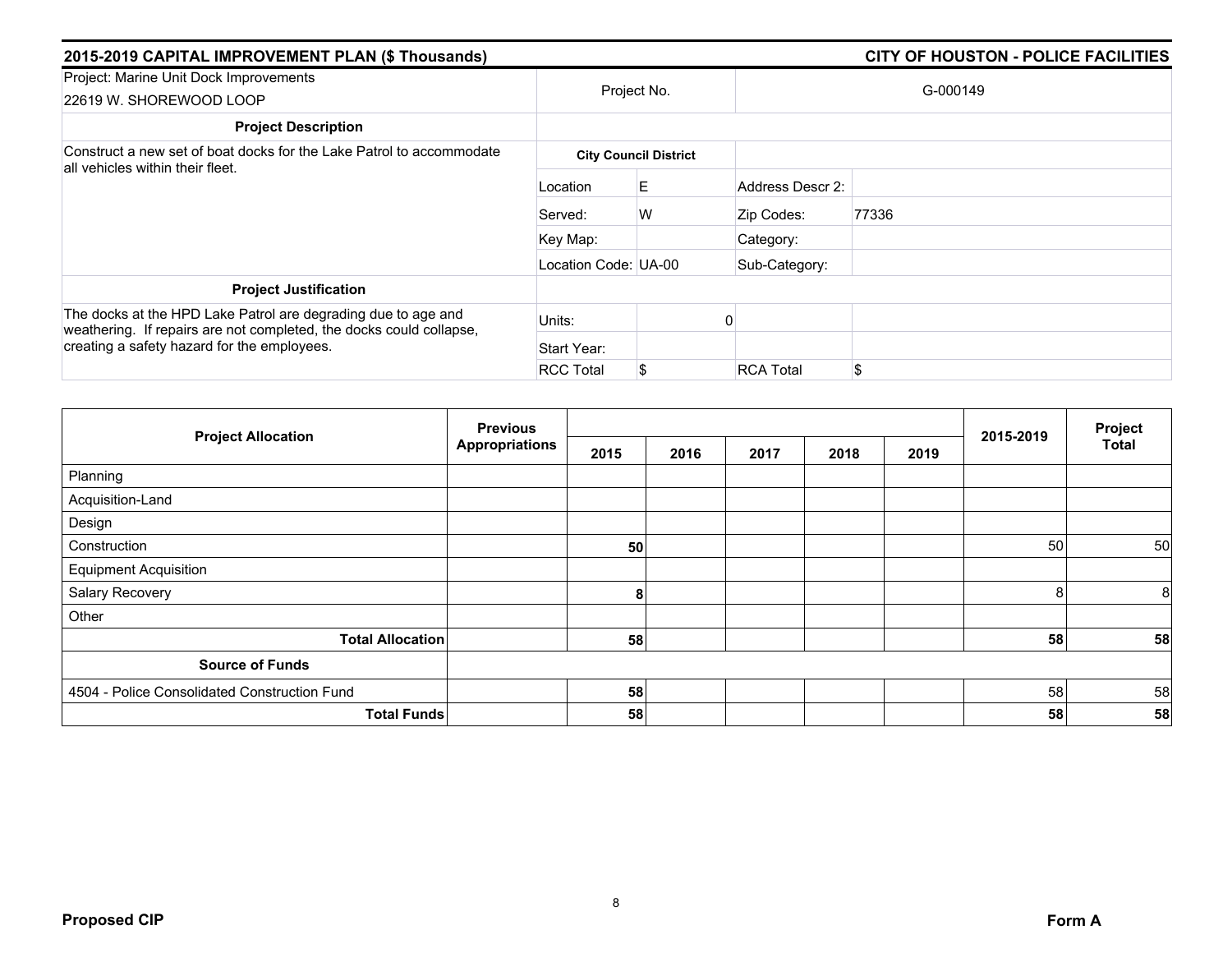## 2015-2019 CAPITAL IMPROVEMENT PLAN ($ Thousands) — CITY OF HOUSTON - POLICE FACILITIES

| Project: Marine Unit Dock Improvements<br>22619 W. SHOREWOOD LOOP | Project No. | | G-000149 | |
|---|---|---|---|---|
| **Project Description** | | | | |
| Construct a new set of boat docks for the Lake Patrol to accommodate all vehicles within their fleet. | **City Council District** | | | |
| | Location | E | Address Descr 2: | |
| | Served: | W | Zip Codes: | 77336 |
| | Key Map: | | Category: | |
| | Location Code: | UA-00 | Sub-Category: | |
| **Project Justification** | | | | |
| The docks at the HPD Lake Patrol are degrading due to age and weathering. If repairs are not completed, the docks could collapse, creating a safety hazard for the employees. | Units: | 0 | | |
| | Start Year: | | | |
| | RCC Total | $ | RCA Total | $ |

| Project Allocation | Previous Appropriations | 2015 | 2016 | 2017 | 2018 | 2019 | 2015-2019 | Project Total |
|---|---|---|---|---|---|---|---|---|
| Planning | | | | | | | | |
| Acquisition-Land | | | | | | | | |
| Design | | | | | | | | |
| Construction | | **50** | | | | | 50 | 50 |
| Equipment Acquisition | | | | | | | | |
| Salary Recovery | | **8** | | | | | 8 | 8 |
| Other | | | | | | | | |
| **Total Allocation** | | **58** | | | | | **58** | **58** |
| **Source of Funds** | | | | | | | | |
| 4504 - Police Consolidated Construction Fund | | **58** | | | | | 58 | 58 |
| **Total Funds** | | **58** | | | | | **58** | **58** |

**Proposed CIP** — **Form A**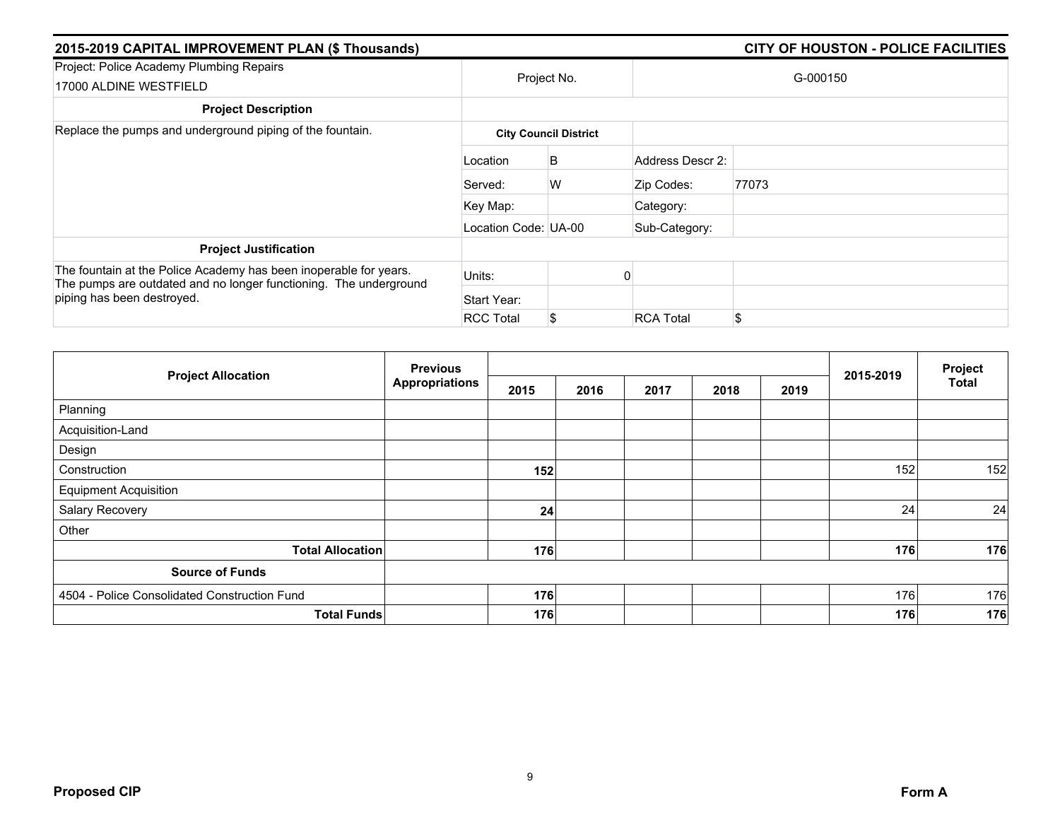## 2015-2019 CAPITAL IMPROVEMENT PLAN ($ Thousands) — CITY OF HOUSTON - POLICE FACILITIES

| Project: Police Academy Plumbing Repairs<br>17000 ALDINE WESTFIELD | Project No. | | G-000150 | |
|---|---|---|---|---|
| **Project Description** | | | | |
| Replace the pumps and underground piping of the fountain. | **City Council District** | | | |
| | Location | B | Address Descr 2: | |
| | Served: | W | Zip Codes: | 77073 |
| | Key Map: | | Category: | |
| | Location Code: | UA-00 | Sub-Category: | |
| **Project Justification** | | | | |
| The fountain at the Police Academy has been inoperable for years. The pumps are outdated and no longer functioning. The underground piping has been destroyed. | Units: | 0 | | |
| | Start Year: | | | |
| | RCC Total | $ | RCA Total | $ |

| Project Allocation | Previous Appropriations | 2015 | 2016 | 2017 | 2018 | 2019 | 2015-2019 | Project Total |
|---|---|---|---|---|---|---|---|---|
| Planning | | | | | | | | |
| Acquisition-Land | | | | | | | | |
| Design | | | | | | | | |
| Construction | | **152** | | | | | 152 | 152 |
| Equipment Acquisition | | | | | | | | |
| Salary Recovery | | **24** | | | | | 24 | 24 |
| Other | | | | | | | | |
| **Total Allocation** | | **176** | | | | | **176** | **176** |
| **Source of Funds** | | | | | | | | |
| 4504 - Police Consolidated Construction Fund | | **176** | | | | | 176 | 176 |
| **Total Funds** | | **176** | | | | | **176** | **176** |

**Proposed CIP** — **Form A**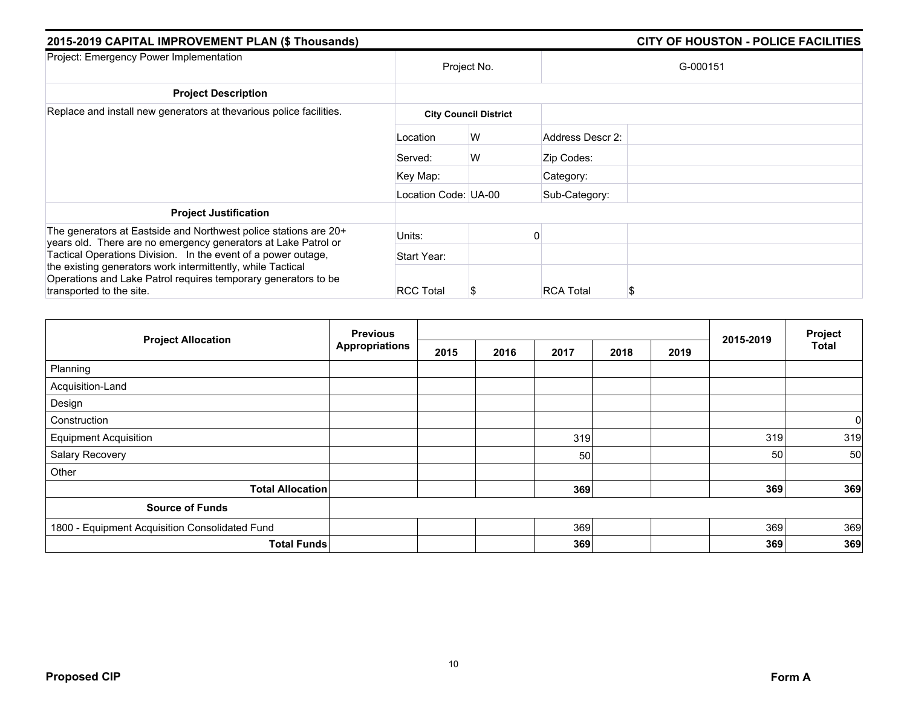## 2015-2019 CAPITAL IMPROVEMENT PLAN ($ Thousands) — CITY OF HOUSTON - POLICE FACILITIES

| Project: Emergency Power Implementation | Project No. | | G-000151 | |
|---|---|---|---|---|
| **Project Description** | | | | |
| Replace and install new generators at thevarious police facilities. | **City Council District** | | | |
| | Location | W | Address Descr 2: | |
| | Served: | W | Zip Codes: | |
| | Key Map: | | Category: | |
| | Location Code: | UA-00 | Sub-Category: | |
| **Project Justification** | | | | |
| The generators at Eastside and Northwest police stations are 20+ years old. There are no emergency generators at Lake Patrol or Tactical Operations Division. In the event of a power outage, the existing generators work intermittently, while Tactical Operations and Lake Patrol requires temporary generators to be transported to the site. | Units: | 0 | | |
| | Start Year: | | | |
| | RCC Total | $ | RCA Total | $ |

| Project Allocation | Previous Appropriations | 2015 | 2016 | 2017 | 2018 | 2019 | 2015-2019 | Project Total |
|---|---|---|---|---|---|---|---|---|
| Planning | | | | | | | | |
| Acquisition-Land | | | | | | | | |
| Design | | | | | | | | |
| Construction | | | | | | | | 0 |
| Equipment Acquisition | | | | 319 | | | 319 | 319 |
| Salary Recovery | | | | 50 | | | 50 | 50 |
| Other | | | | | | | | |
| **Total Allocation** | | | | **369** | | | **369** | **369** |
| **Source of Funds** | | | | | | | | |
| 1800 - Equipment Acquisition Consolidated Fund | | | | 369 | | | 369 | 369 |
| **Total Funds** | | | | **369** | | | **369** | **369** |

**Proposed CIP** — **Form A**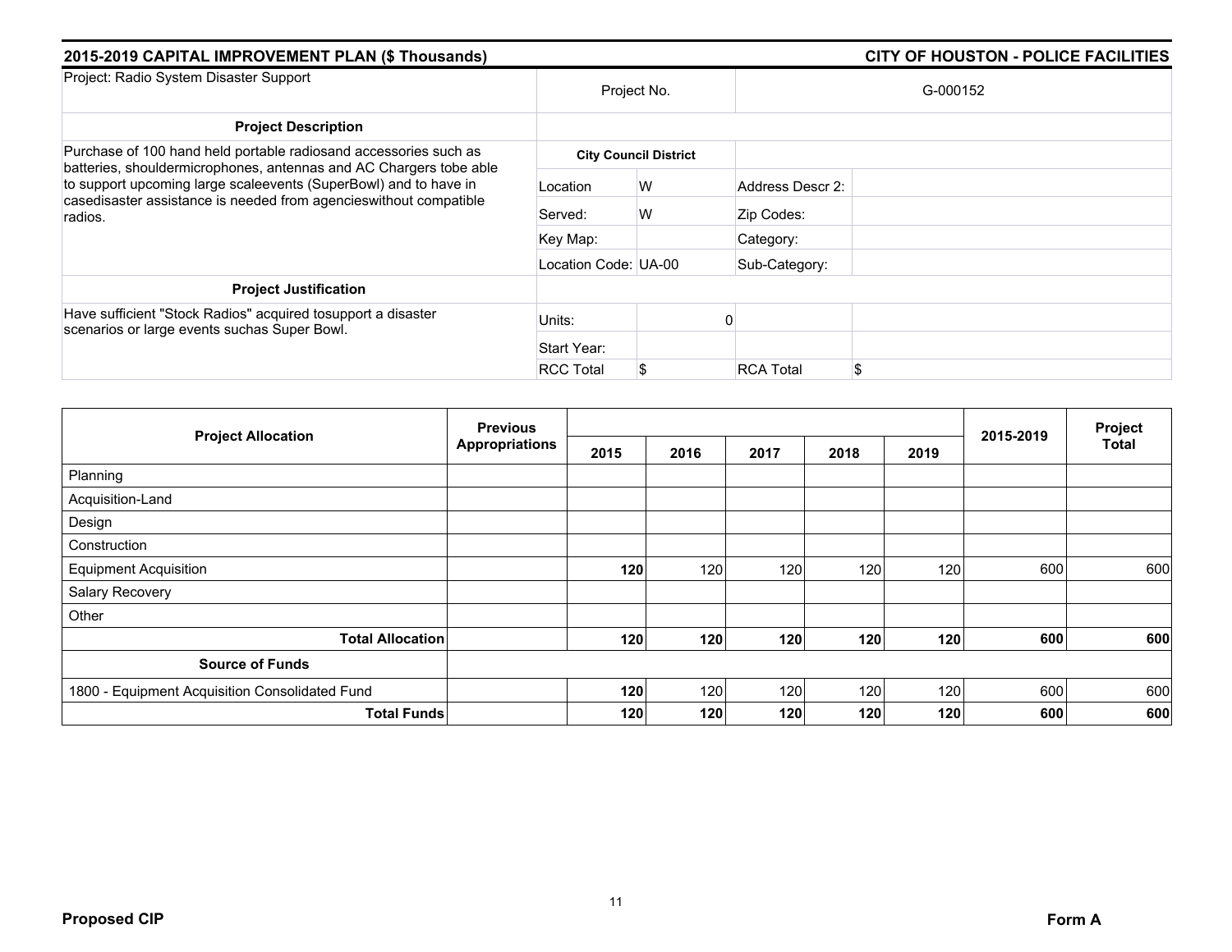## 2015-2019 CAPITAL IMPROVEMENT PLAN ($ Thousands)

## CITY OF HOUSTON - POLICE FACILITIES

| Project: Radio System Disaster Support | Project No. | | G-000152 | |
|---|---|---|---|---|
| **Project Description** | | | | |
| Purchase of 100 hand held portable radiosand accessories such as batteries, shouldermicrophones, antennas and AC Chargers tobe able to support upcoming large scaleevents (SuperBowl) and to have in casedisaster assistance is needed from agencieswithout compatible radios. | **City Council District** | | | |
| | Location | W | Address Descr 2: | |
| | Served: | W | Zip Codes: | |
| | Key Map: | | Category: | |
| | Location Code: | UA-00 | Sub-Category: | |
| **Project Justification** | | | | |
| Have sufficient "Stock Radios" acquired tosupport a disaster scenarios or large events suchas Super Bowl. | Units: | 0 | | |
| | Start Year: | | | |
| | RCC Total | $ | RCA Total | $ |

| Project Allocation | Previous Appropriations | 2015 | 2016 | 2017 | 2018 | 2019 | 2015-2019 | Project Total |
|---|---|---|---|---|---|---|---|---|
| Planning | | | | | | | | |
| Acquisition-Land | | | | | | | | |
| Design | | | | | | | | |
| Construction | | | | | | | | |
| Equipment Acquisition | | **120** | 120 | 120 | 120 | 120 | 600 | 600 |
| Salary Recovery | | | | | | | | |
| Other | | | | | | | | |
| **Total Allocation** | | **120** | **120** | **120** | **120** | **120** | **600** | **600** |
| **Source of Funds** | | | | | | | | |
| 1800 - Equipment Acquisition Consolidated Fund | | **120** | 120 | 120 | 120 | 120 | 600 | 600 |
| **Total Funds** | | **120** | **120** | **120** | **120** | **120** | **600** | **600** |

**Proposed CIP** **Form A**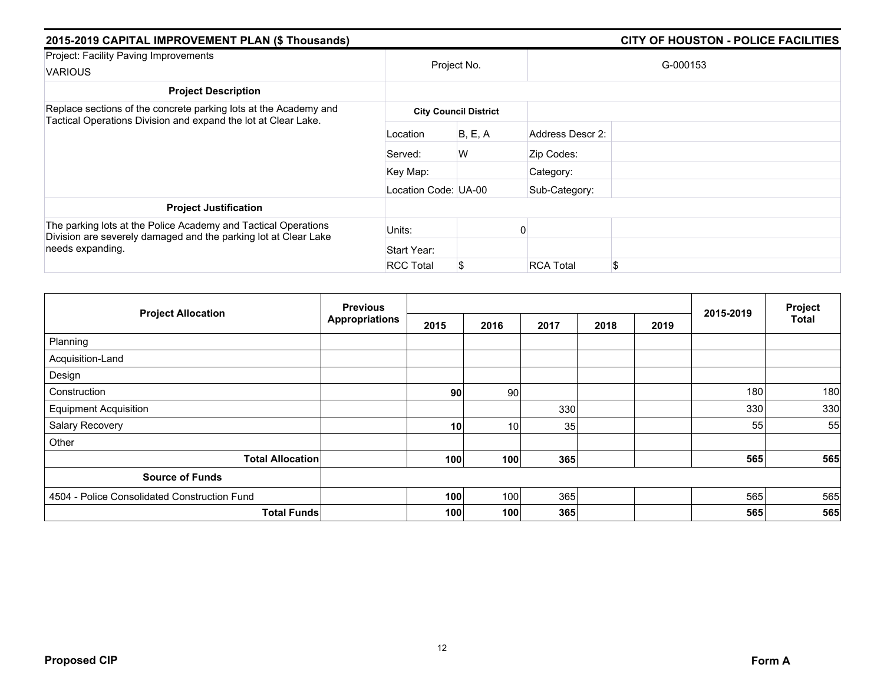## 2015-2019 CAPITAL IMPROVEMENT PLAN ($ Thousands) — CITY OF HOUSTON - POLICE FACILITIES

| Project: Facility Paving Improvements<br>VARIOUS | Project No. | | G-000153 | |
|---|---|---|---|---|
| **Project Description** | | | | |
| Replace sections of the concrete parking lots at the Academy and Tactical Operations Division and expand the lot at Clear Lake. | **City Council District** | | | |
| | Location | B, E, A | Address Descr 2: | |
| | Served: | W | Zip Codes: | |
| | Key Map: | | Category: | |
| | Location Code: | UA-00 | Sub-Category: | |
| **Project Justification** | | | | |
| The parking lots at the Police Academy and Tactical Operations Division are severely damaged and the parking lot at Clear Lake needs expanding. | Units: | 0 | | |
| | Start Year: | | | |
| | RCC Total | $ | RCA Total | $ |

| Project Allocation | Previous Appropriations | 2015 | 2016 | 2017 | 2018 | 2019 | 2015-2019 | Project Total |
|---|---|---|---|---|---|---|---|---|
| Planning | | | | | | | | |
| Acquisition-Land | | | | | | | | |
| Design | | | | | | | | |
| Construction | | **90** | 90 | | | | 180 | 180 |
| Equipment Acquisition | | | | 330 | | | 330 | 330 |
| Salary Recovery | | **10** | 10 | 35 | | | 55 | 55 |
| Other | | | | | | | | |
| **Total Allocation** | | **100** | **100** | **365** | | | **565** | **565** |
| **Source of Funds** | | | | | | | | |
| 4504 - Police Consolidated Construction Fund | | **100** | 100 | 365 | | | 565 | 565 |
| **Total Funds** | | **100** | **100** | **365** | | | **565** | **565** |

**Proposed CIP** — **Form A**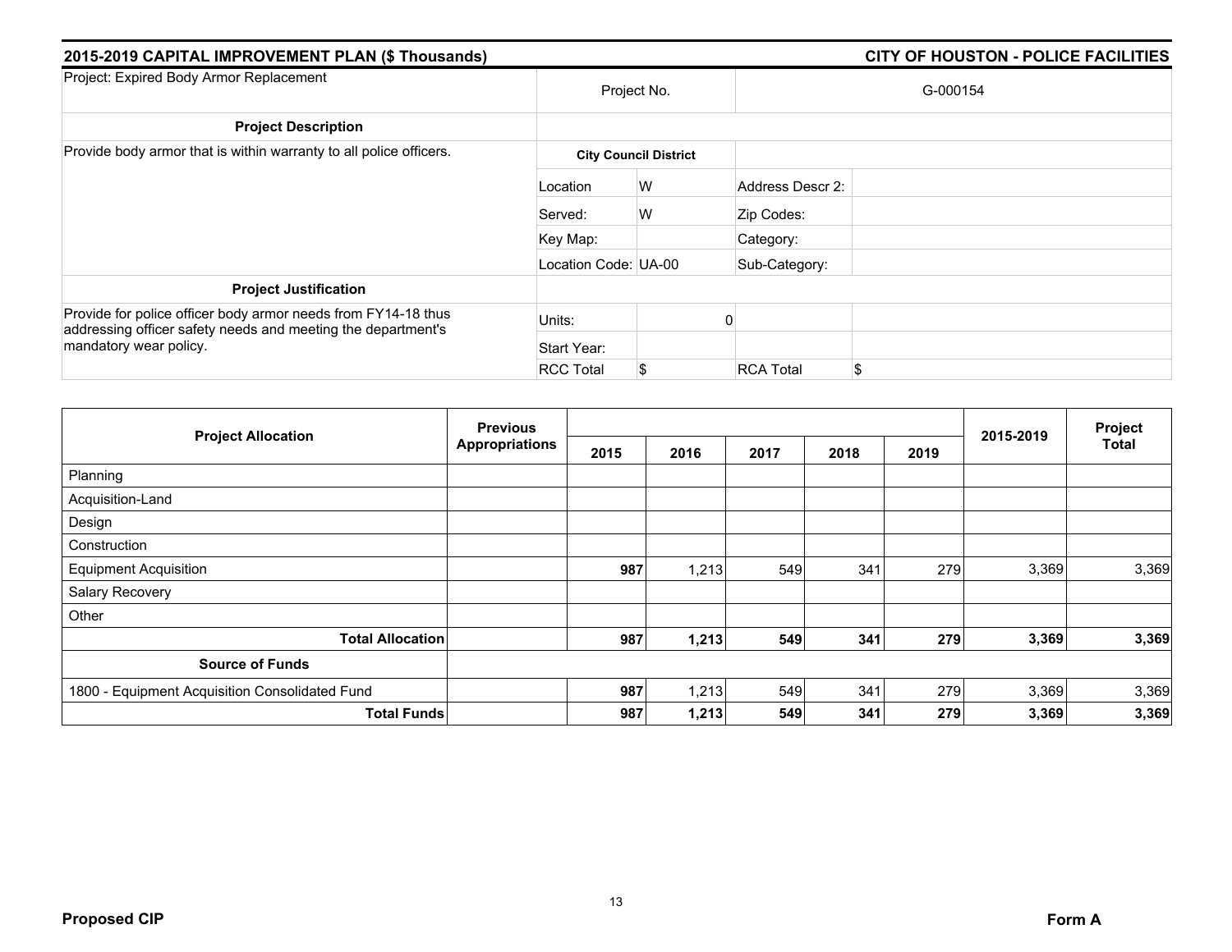## 2015-2019 CAPITAL IMPROVEMENT PLAN ($ Thousands)

## CITY OF HOUSTON - POLICE FACILITIES

| Project: Expired Body Armor Replacement | Project No. | | G-000154 | |
|---|---|---|---|---|
| **Project Description** | | | | |
| Provide body armor that is within warranty to all police officers. | **City Council District** | | | |
| | Location | W | Address Descr 2: | |
| | Served: | W | Zip Codes: | |
| | Key Map: | | Category: | |
| | Location Code: UA-00 | | Sub-Category: | |
| **Project Justification** | | | | |
| Provide for police officer body armor needs from FY14-18 thus addressing officer safety needs and meeting the department's mandatory wear policy. | Units: | 0 | | |
| | Start Year: | | | |
| | RCC Total | $ | RCA Total | $ |

| Project Allocation | Previous Appropriations | 2015 | 2016 | 2017 | 2018 | 2019 | 2015-2019 | Project Total |
|---|---|---|---|---|---|---|---|---|
| Planning | | | | | | | | |
| Acquisition-Land | | | | | | | | |
| Design | | | | | | | | |
| Construction | | | | | | | | |
| Equipment Acquisition | | **987** | 1,213 | 549 | 341 | 279 | 3,369 | 3,369 |
| Salary Recovery | | | | | | | | |
| Other | | | | | | | | |
| **Total Allocation** | | **987** | **1,213** | **549** | **341** | **279** | **3,369** | **3,369** |
| **Source of Funds** | | | | | | | | |
| 1800 - Equipment Acquisition Consolidated Fund | | **987** | 1,213 | 549 | 341 | 279 | 3,369 | 3,369 |
| **Total Funds** | | **987** | **1,213** | **549** | **341** | **279** | **3,369** | **3,369** |

**Proposed CIP** **Form A**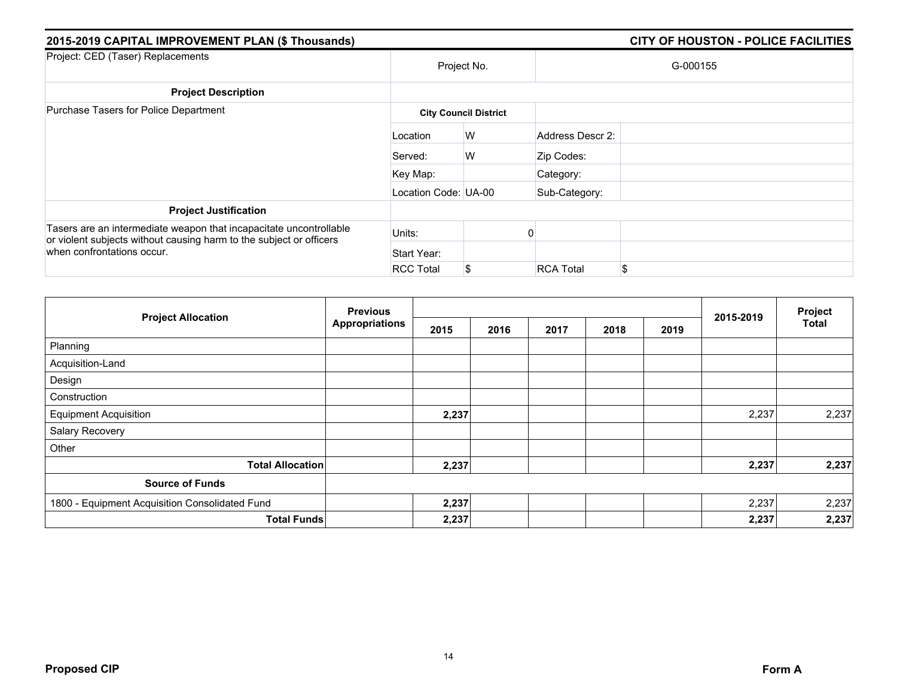## 2015-2019 CAPITAL IMPROVEMENT PLAN ($ Thousands) — CITY OF HOUSTON - POLICE FACILITIES

| | | | | |
|---|---|---|---|---|
| Project: CED (Taser) Replacements | Project No. | | G-000155 | |
| **Project Description** | | | | |
| Purchase Tasers for Police Department | **City Council District** | | | |
| | Location | W | Address Descr 2: | |
| | Served: | W | Zip Codes: | |
| | Key Map: | | Category: | |
| | Location Code: | UA-00 | Sub-Category: | |
| **Project Justification** | | | | |
| Tasers are an intermediate weapon that incapacitate uncontrollable or violent subjects without causing harm to the subject or officers when confrontations occur. | Units: | 0 | | |
| | Start Year: | | | |
| | RCC Total | $ | RCA Total | $ |

| Project Allocation | Previous Appropriations | 2015 | 2016 | 2017 | 2018 | 2019 | 2015-2019 | Project Total |
|---|---|---|---|---|---|---|---|---|
| Planning | | | | | | | | |
| Acquisition-Land | | | | | | | | |
| Design | | | | | | | | |
| Construction | | | | | | | | |
| Equipment Acquisition | | **2,237** | | | | | 2,237 | 2,237 |
| Salary Recovery | | | | | | | | |
| Other | | | | | | | | |
| **Total Allocation** | | **2,237** | | | | | **2,237** | **2,237** |
| **Source of Funds** | | | | | | | | |
| 1800 - Equipment Acquisition Consolidated Fund | | **2,237** | | | | | 2,237 | 2,237 |
| **Total Funds** | | **2,237** | | | | | **2,237** | **2,237** |

**Proposed CIP** — **Form A**